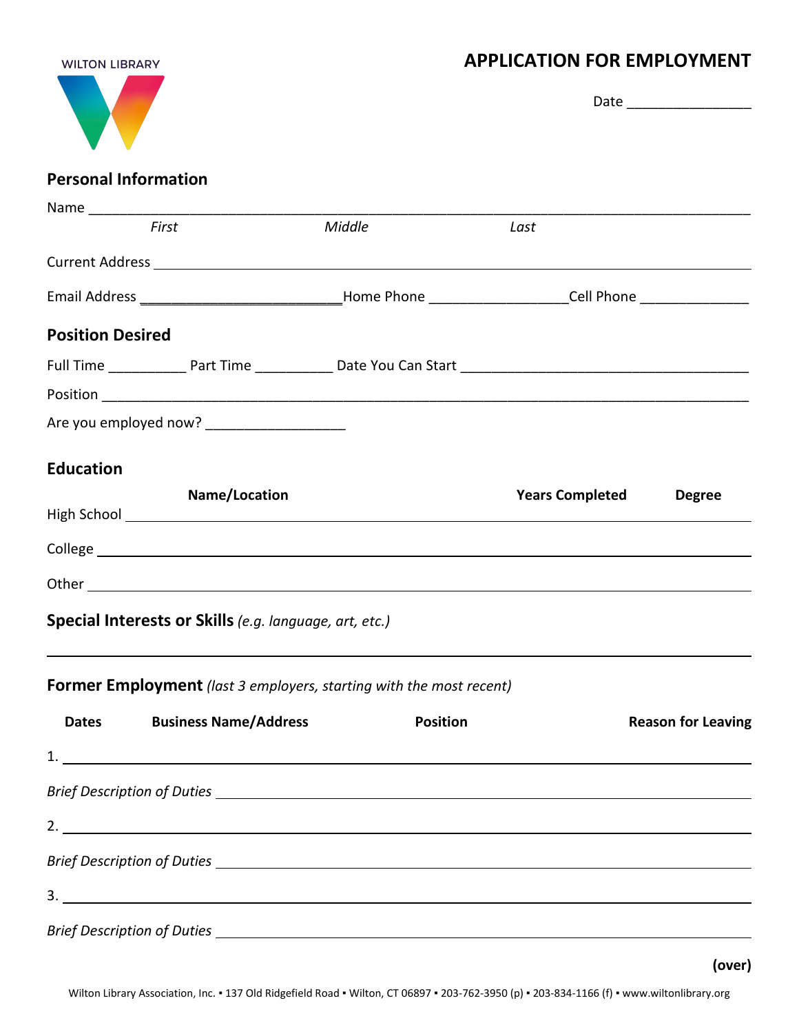WILTON LIBRARY

# APPLICATION FOR EMPLOYMENT

Date ________________

## Personal Information

Name ____________________________________________________________________________

*First* *Middle* *Last*

Current Address ____________________________________________________________________

Email Address _________________________ Home Phone _________________ Cell Phone ______________

## Position Desired

Full Time __________ Part Time __________ Date You Can Start ___________________________________

Position ___________________________________________________________________________

Are you employed now? _________________

## Education

| | Name/Location | Years Completed | Degree |
|---|---|---|---|
| High School | | | |
| College | | | |
| Other | | | |

## Special Interests or Skills *(e.g. language, art, etc.)*

____________________________________________________________________________________

## Former Employment *(last 3 employers, starting with the most recent)*

| | Dates | Business Name/Address | Position | Reason for Leaving |
|---|---|---|---|---|
| 1. | | | | |
| *Brief Description of Duties* | | | | |
| 2. | | | | |
| *Brief Description of Duties* | | | | |
| 3. | | | | |
| *Brief Description of Duties* | | | | |

**(over)**

Wilton Library Association, Inc. ▪ 137 Old Ridgefield Road ▪ Wilton, CT 06897 ▪ 203-762-3950 (p) ▪ 203-834-1166 (f) ▪ www.wiltonlibrary.org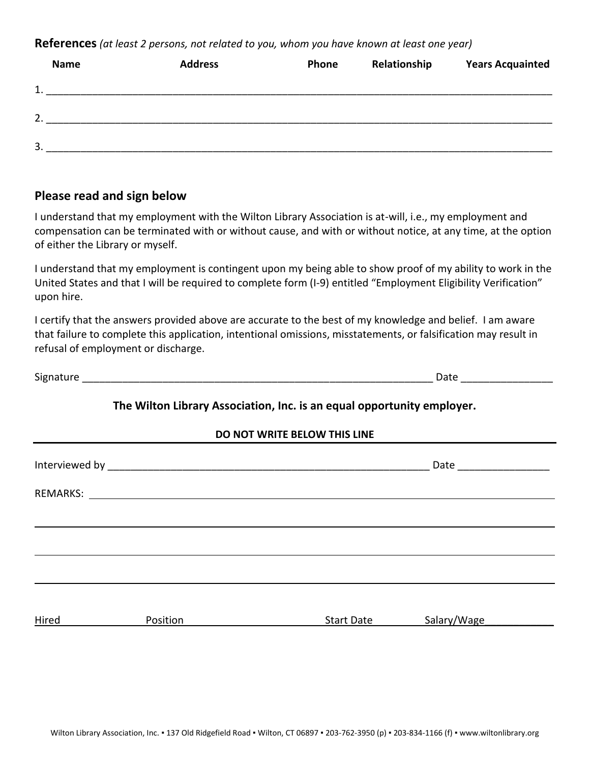## References *(at least 2 persons, not related to you, whom you have known at least one year)*

| Name | Address | Phone | Relationship | Years Acquainted |
|---|---|---|---|---|
| 1. | | | | |
| 2. | | | | |
| 3. | | | | |

## Please read and sign below

I understand that my employment with the Wilton Library Association is at-will, i.e., my employment and compensation can be terminated with or without cause, and with or without notice, at any time, at the option of either the Library or myself.

I understand that my employment is contingent upon my being able to show proof of my ability to work in the United States and that I will be required to complete form (I-9) entitled "Employment Eligibility Verification" upon hire.

I certify that the answers provided above are accurate to the best of my knowledge and belief. I am aware that failure to complete this application, intentional omissions, misstatements, or falsification may result in refusal of employment or discharge.

Signature ______________________________________________________________ Date ________________

**The Wilton Library Association, Inc. is an equal opportunity employer.**

**DO NOT WRITE BELOW THIS LINE**

Interviewed by __________________________________________________________ Date ________________

REMARKS: ______________________________________________________________________________

______________________________________________________________________________________

______________________________________________________________________________________

______________________________________________________________________________________

Hired ____________ Position ______________________ Start Date ____________ Salary/Wage____________

Wilton Library Association, Inc. ▪ 137 Old Ridgefield Road ▪ Wilton, CT 06897 ▪ 203-762-3950 (p) ▪ 203-834-1166 (f) ▪ www.wiltonlibrary.org